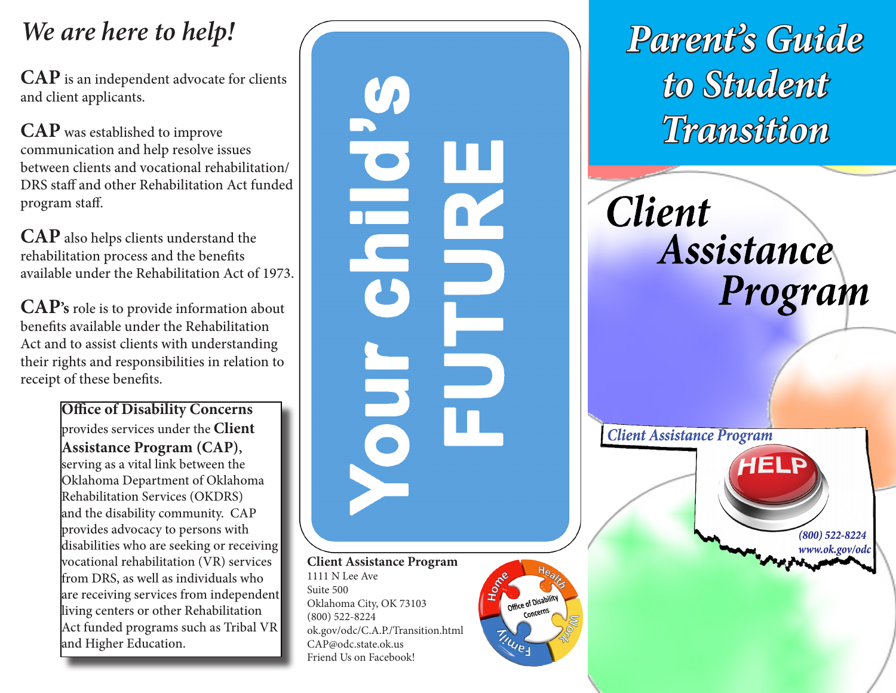## *We are here to help!*

**CAP** is an independent advocate for clients and client applicants.

**CAP** was established to improve communication and help resolve issues between clients and vocational rehabilitation/ DRS staff and other Rehabilitation Act funded program staff.

**CAP** also helps clients understand the rehabilitation process and the benefits available under the Rehabilitation Act of 1973.

**CAP's** role is to provide information about benefits available under the Rehabilitation Act and to assist clients with understanding their rights and responsibilities in relation to receipt of these benefits.

**Office of Disability Concerns** provides services under the **Client Assistance Program (CAP),** serving as a vital link between the Oklahoma Department of Oklahoma Rehabilitation Services (OKDRS) and the disability community. CAP provides advocacy to persons with disabilities who are seeking or receiving vocational rehabilitation (VR) services from DRS, as well as individuals who are receiving services from independent living centers or other Rehabilitation Act funded programs such as Tribal VR and Higher Education.

**Your child's FUTURE**

**Client Assistance Program**
1111 N Lee Ave
Suite 500
Oklahoma City, OK 73103
(800) 522-8224
ok.gov/odc/C.A.P./Transition.html
CAP@odc.state.ok.us
Friend Us on Facebook!

Home · Health · Work · Family — Office of Disability Concerns

# *Parent's Guide to Student Transition*

# *Client Assistance Program*

*Client Assistance Program*

HELP

*(800) 522-8224*
*www.ok.gov/odc*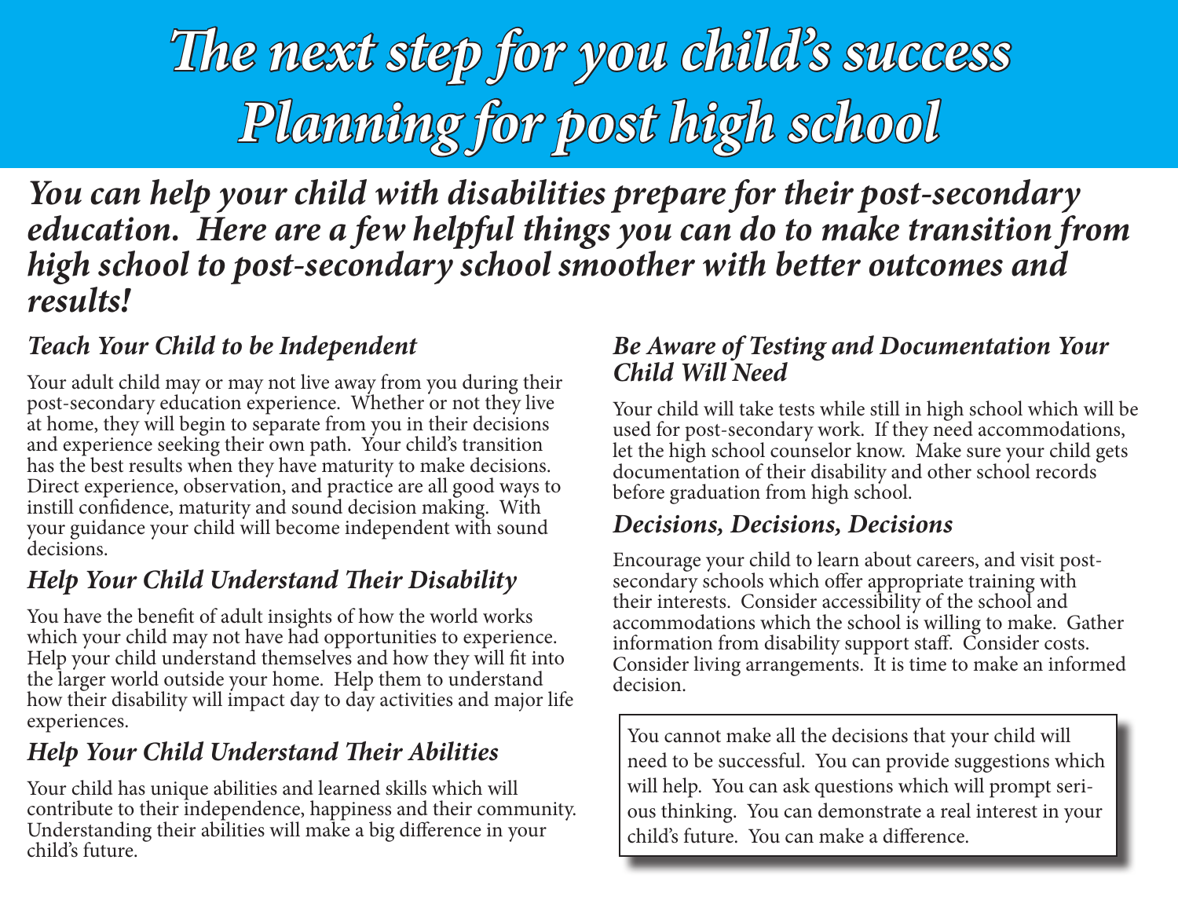# The next step for you child's success Planning for post high school

***You can help your child with disabilities prepare for their post-secondary education. Here are a few helpful things you can do to make transition from high school to post-secondary school smoother with better outcomes and results!***

### *Teach Your Child to be Independent*

Your adult child may or may not live away from you during their post-secondary education experience. Whether or not they live at home, they will begin to separate from you in their decisions and experience seeking their own path. Your child's transition has the best results when they have maturity to make decisions. Direct experience, observation, and practice are all good ways to instill confidence, maturity and sound decision making. With your guidance your child will become independent with sound decisions.

### *Help Your Child Understand Their Disability*

You have the benefit of adult insights of how the world works which your child may not have had opportunities to experience. Help your child understand themselves and how they will fit into the larger world outside your home. Help them to understand how their disability will impact day to day activities and major life experiences.

### *Help Your Child Understand Their Abilities*

Your child has unique abilities and learned skills which will contribute to their independence, happiness and their community. Understanding their abilities will make a big difference in your child's future.

### *Be Aware of Testing and Documentation Your Child Will Need*

Your child will take tests while still in high school which will be used for post-secondary work. If they need accommodations, let the high school counselor know. Make sure your child gets documentation of their disability and other school records before graduation from high school.

### *Decisions, Decisions, Decisions*

Encourage your child to learn about careers, and visit post-secondary schools which offer appropriate training with their interests. Consider accessibility of the school and accommodations which the school is willing to make. Gather information from disability support staff. Consider costs. Consider living arrangements. It is time to make an informed decision.

> You cannot make all the decisions that your child will need to be successful. You can provide suggestions which will help. You can ask questions which will prompt serious thinking. You can demonstrate a real interest in your child's future. You can make a difference.